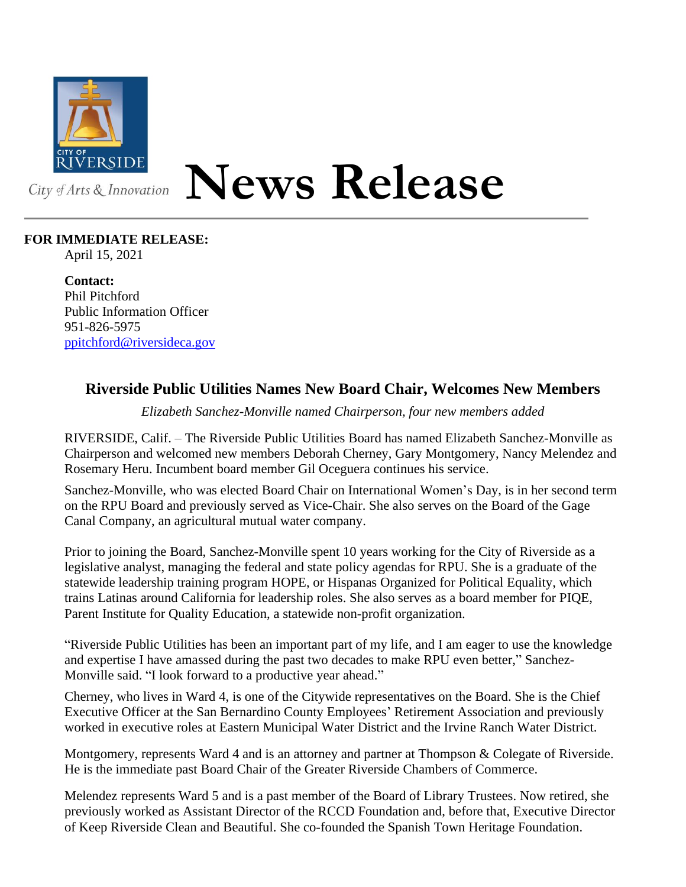City of Arts & Innovation

# News Release

**FOR IMMEDIATE RELEASE:**
April 15, 2021

**Contact:**
Phil Pitchford
Public Information Officer
951-826-5975
ppitchford@riversideca.gov

## Riverside Public Utilities Names New Board Chair, Welcomes New Members

*Elizabeth Sanchez-Monville named Chairperson, four new members added*

RIVERSIDE, Calif. – The Riverside Public Utilities Board has named Elizabeth Sanchez-Monville as Chairperson and welcomed new members Deborah Cherney, Gary Montgomery, Nancy Melendez and Rosemary Heru. Incumbent board member Gil Oceguera continues his service.

Sanchez-Monville, who was elected Board Chair on International Women's Day, is in her second term on the RPU Board and previously served as Vice-Chair. She also serves on the Board of the Gage Canal Company, an agricultural mutual water company.

Prior to joining the Board, Sanchez-Monville spent 10 years working for the City of Riverside as a legislative analyst, managing the federal and state policy agendas for RPU. She is a graduate of the statewide leadership training program HOPE, or Hispanas Organized for Political Equality, which trains Latinas around California for leadership roles. She also serves as a board member for PIQE, Parent Institute for Quality Education, a statewide non-profit organization.

"Riverside Public Utilities has been an important part of my life, and I am eager to use the knowledge and expertise I have amassed during the past two decades to make RPU even better," Sanchez-Monville said. "I look forward to a productive year ahead."

Cherney, who lives in Ward 4, is one of the Citywide representatives on the Board. She is the Chief Executive Officer at the San Bernardino County Employees' Retirement Association and previously worked in executive roles at Eastern Municipal Water District and the Irvine Ranch Water District.

Montgomery, represents Ward 4 and is an attorney and partner at Thompson & Colegate of Riverside. He is the immediate past Board Chair of the Greater Riverside Chambers of Commerce.

Melendez represents Ward 5 and is a past member of the Board of Library Trustees. Now retired, she previously worked as Assistant Director of the RCCD Foundation and, before that, Executive Director of Keep Riverside Clean and Beautiful. She co-founded the Spanish Town Heritage Foundation.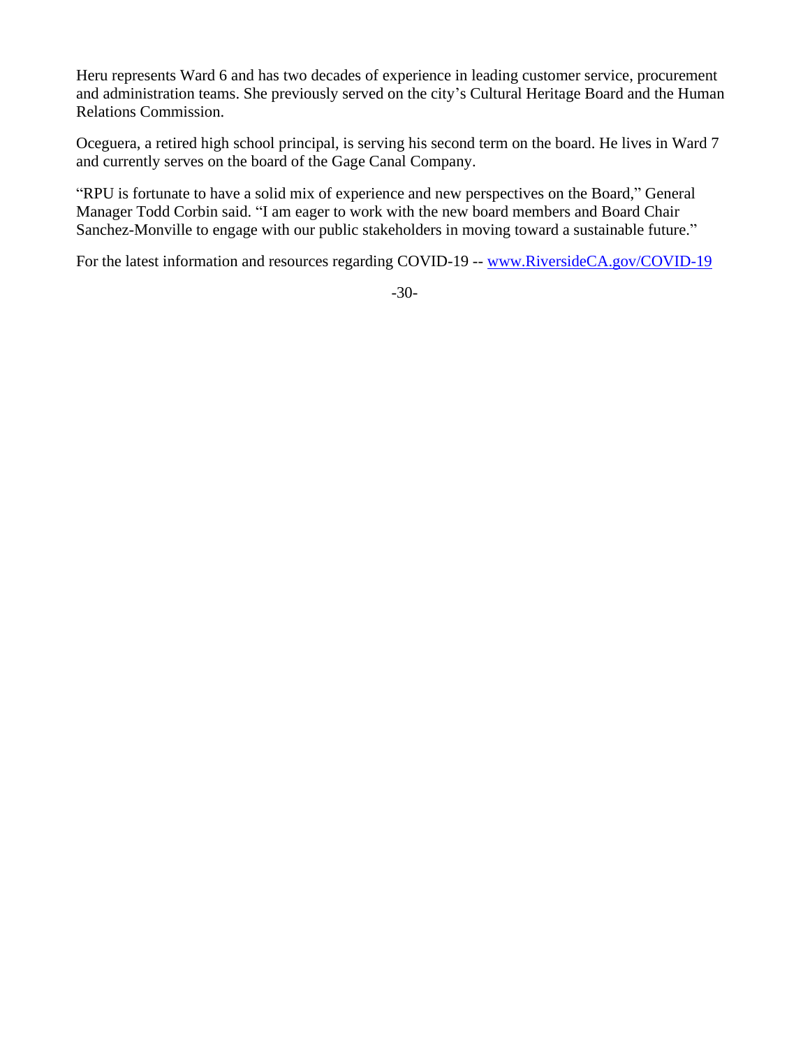Heru represents Ward 6 and has two decades of experience in leading customer service, procurement and administration teams. She previously served on the city's Cultural Heritage Board and the Human Relations Commission.

Oceguera, a retired high school principal, is serving his second term on the board. He lives in Ward 7 and currently serves on the board of the Gage Canal Company.

"RPU is fortunate to have a solid mix of experience and new perspectives on the Board," General Manager Todd Corbin said. "I am eager to work with the new board members and Board Chair Sanchez-Monville to engage with our public stakeholders in moving toward a sustainable future."

For the latest information and resources regarding COVID-19 -- [www.RiversideCA.gov/COVID-19](http://www.RiversideCA.gov/COVID-19)

-30-